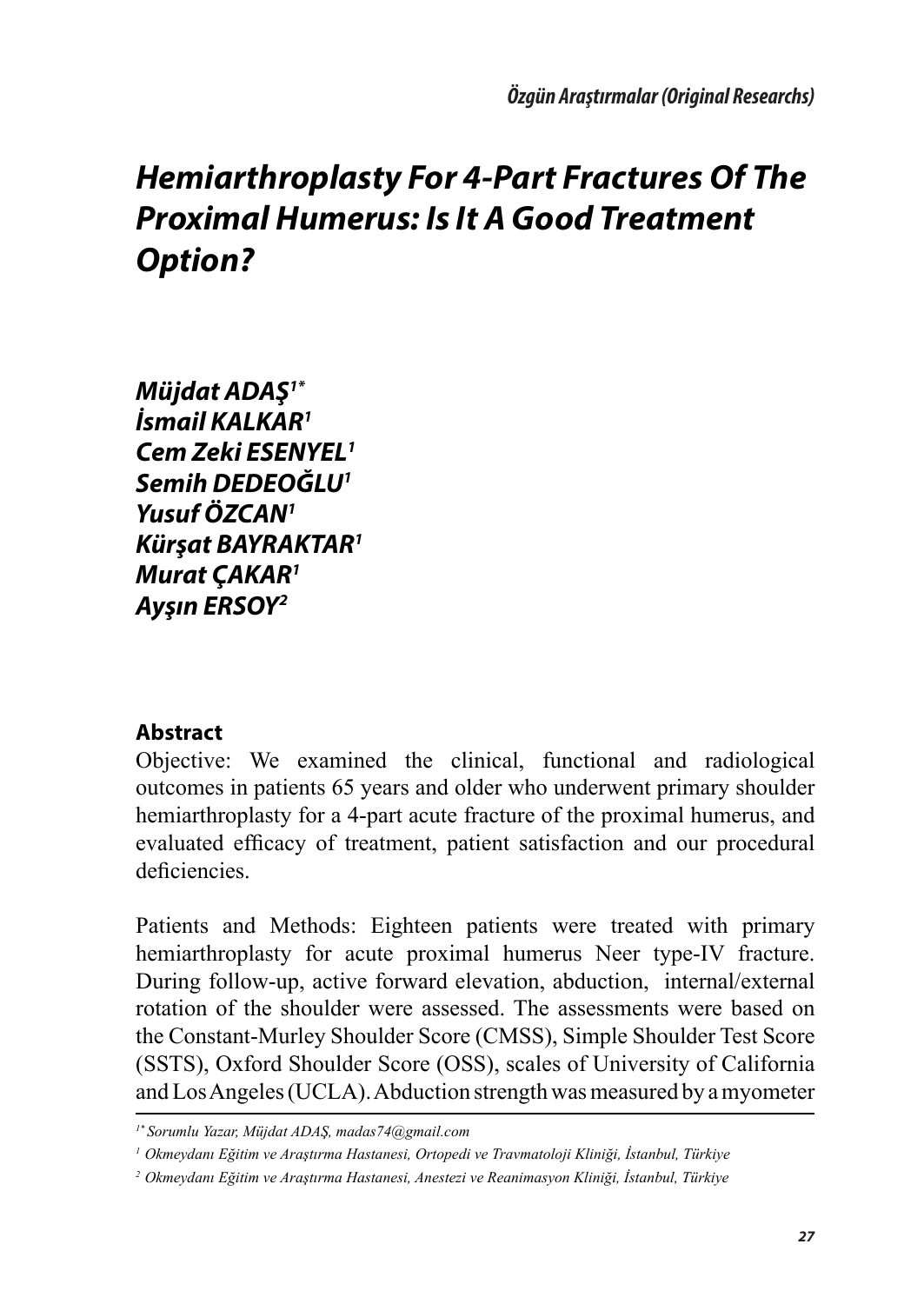# *Hemiarthroplasty For 4-Part Fractures Of The Proximal Humerus: Is It A Good Treatment Option?*

***Müjdat ADAŞ[1*]***
***İsmail KALKAR[1]***
***Cem Zeki ESENYEL[1]***
***Semih DEDEOĞLU[1]***
***Yusuf ÖZCAN[1]***
***Kürşat BAYRAKTAR[1]***
***Murat ÇAKAR[1]***
***Ayşın ERSOY[2]***

## Abstract

Objective: We examined the clinical, functional and radiological outcomes in patients 65 years and older who underwent primary shoulder hemiarthroplasty for a 4-part acute fracture of the proximal humerus, and evaluated efficacy of treatment, patient satisfaction and our procedural deficiencies.

Patients and Methods: Eighteen patients were treated with primary hemiarthroplasty for acute proximal humerus Neer type-IV fracture. During follow-up, active forward elevation, abduction, internal/external rotation of the shoulder were assessed. The assessments were based on the Constant-Murley Shoulder Score (CMSS), Simple Shoulder Test Score (SSTS), Oxford Shoulder Score (OSS), scales of University of California and Los Angeles (UCLA). Abduction strength was measured by a myometer

---

*[1*] Sorumlu Yazar, Müjdat ADAŞ, madas74@gmail.com*

*[1] Okmeydanı Eğitim ve Araştırma Hastanesi, Ortopedi ve Travmatoloji Kliniği, İstanbul, Türkiye*

*[2] Okmeydanı Eğitim ve Araştırma Hastanesi, Anestezi ve Reanimasyon Kliniği, İstanbul, Türkiye*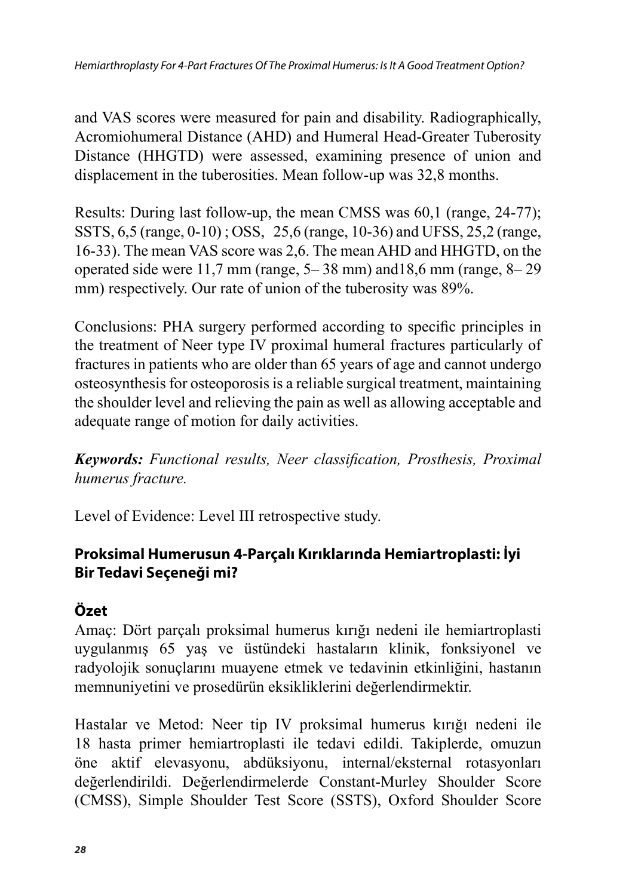and VAS scores were measured for pain and disability. Radiographically, Acromiohumeral Distance (AHD) and Humeral Head-Greater Tuberosity Distance (HHGTD) were assessed, examining presence of union and displacement in the tuberosities. Mean follow-up was 32,8 months.

Results: During last follow-up, the mean CMSS was 60,1 (range, 24-77); SSTS, 6,5 (range, 0-10) ; OSS, 25,6 (range, 10-36) and UFSS, 25,2 (range, 16-33). The mean VAS score was 2,6. The mean AHD and HHGTD, on the operated side were 11,7 mm (range, 5– 38 mm) and18,6 mm (range, 8– 29 mm) respectively. Our rate of union of the tuberosity was 89%.

Conclusions: PHA surgery performed according to specific principles in the treatment of Neer type IV proximal humeral fractures particularly of fractures in patients who are older than 65 years of age and cannot undergo osteosynthesis for osteoporosis is a reliable surgical treatment, maintaining the shoulder level and relieving the pain as well as allowing acceptable and adequate range of motion for daily activities.

***Keywords:*** *Functional results, Neer classification, Prosthesis, Proximal humerus fracture.*

Level of Evidence: Level III retrospective study.

## Proksimal Humerusun 4-Parçalı Kırıklarında Hemiartroplasti: İyi Bir Tedavi Seçeneği mi?

### Özet

Amaç: Dört parçalı proksimal humerus kırığı nedeni ile hemiartroplasti uygulanmış 65 yaş ve üstündeki hastaların klinik, fonksiyonel ve radyolojik sonuçlarını muayene etmek ve tedavinin etkinliğini, hastanın memnuniyetini ve prosedürün eksikliklerini değerlendirmektir.

Hastalar ve Metod: Neer tip IV proksimal humerus kırığı nedeni ile 18 hasta primer hemiartroplasti ile tedavi edildi. Takiplerde, omuzun öne aktif elevasyonu, abdüksiyonu, internal/eksternal rotasyonları değerlendirildi. Değerlendirmelerde Constant-Murley Shoulder Score (CMSS), Simple Shoulder Test Score (SSTS), Oxford Shoulder Score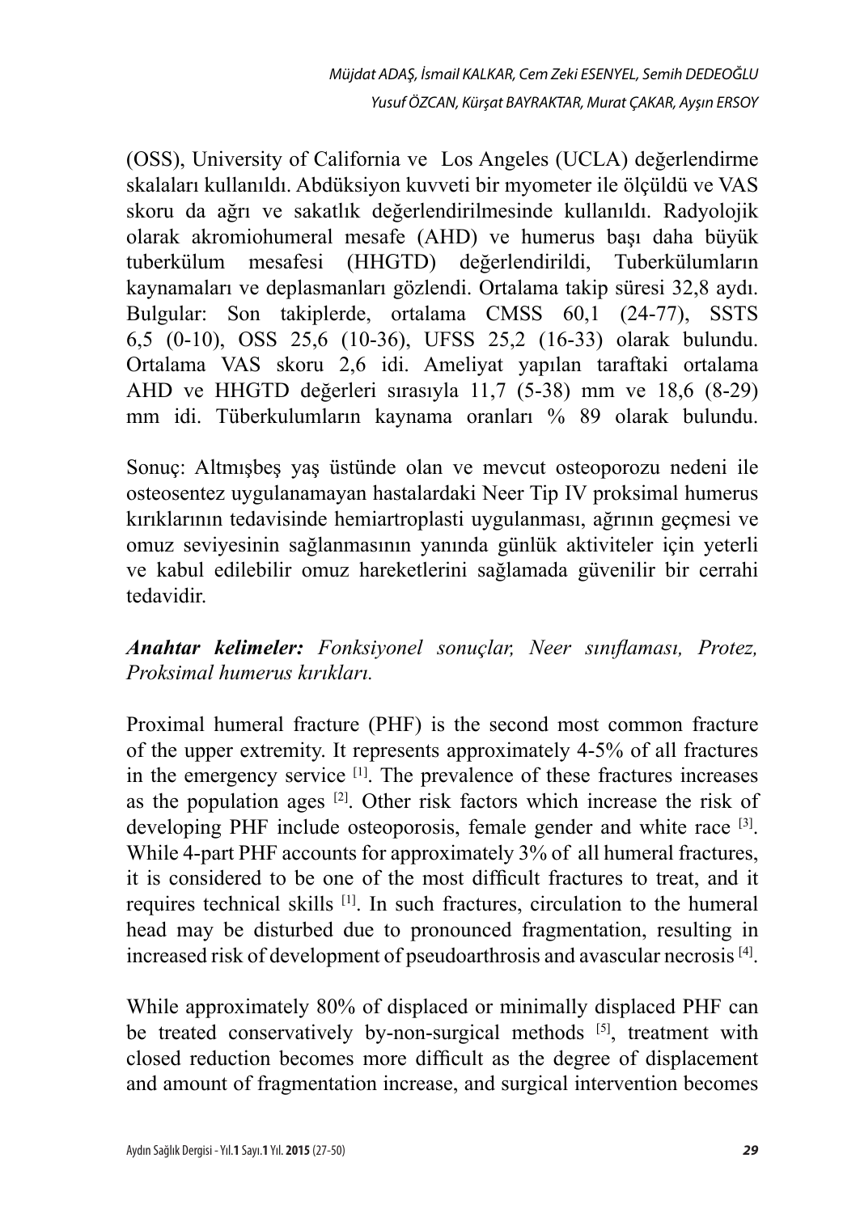(OSS), University of California ve  Los Angeles (UCLA) değerlendirme skalaları kullanıldı. Abdüksiyon kuvveti bir myometer ile ölçüldü ve VAS skoru da ağrı ve sakatlık değerlendirilmesinde kullanıldı. Radyolojik olarak akromiohumeral mesafe (AHD) ve humerus başı daha büyük tuberkülum mesafesi (HHGTD) değerlendirildi, Tuberkülumların kaynamaları ve deplasmanları gözlendi. Ortalama takip süresi 32,8 aydı. Bulgular: Son takiplerde, ortalama CMSS 60,1 (24-77), SSTS 6,5 (0-10), OSS 25,6 (10-36), UFSS 25,2 (16-33) olarak bulundu. Ortalama VAS skoru 2,6 idi. Ameliyat yapılan taraftaki ortalama AHD ve HHGTD değerleri sırasıyla 11,7 (5-38) mm ve 18,6 (8-29) mm idi. Tüberkulumların kaynama oranları % 89 olarak bulundu.

Sonuç: Altmışbeş yaş üstünde olan ve mevcut osteoporozu nedeni ile osteosentez uygulanamayan hastalardaki Neer Tip IV proksimal humerus kırıklarının tedavisinde hemiartroplasti uygulanması, ağrının geçmesi ve omuz seviyesinin sağlanmasının yanında günlük aktiviteler için yeterli ve kabul edilebilir omuz hareketlerini sağlamada güvenilir bir cerrahi tedavidir.

***Anahtar kelimeler:*** *Fonksiyonel sonuçlar, Neer sınıflaması, Protez, Proksimal humerus kırıkları.*

Proximal humeral fracture (PHF) is the second most common fracture of the upper extremity. It represents approximately 4-5% of all fractures in the emergency service [1]. The prevalence of these fractures increases as the population ages [2]. Other risk factors which increase the risk of developing PHF include osteoporosis, female gender and white race [3]. While 4-part PHF accounts for approximately 3% of all humeral fractures, it is considered to be one of the most difficult fractures to treat, and it requires technical skills [1]. In such fractures, circulation to the humeral head may be disturbed due to pronounced fragmentation, resulting in increased risk of development of pseudoarthrosis and avascular necrosis [4].

While approximately 80% of displaced or minimally displaced PHF can be treated conservatively by-non-surgical methods [5], treatment with closed reduction becomes more difficult as the degree of displacement and amount of fragmentation increase, and surgical intervention becomes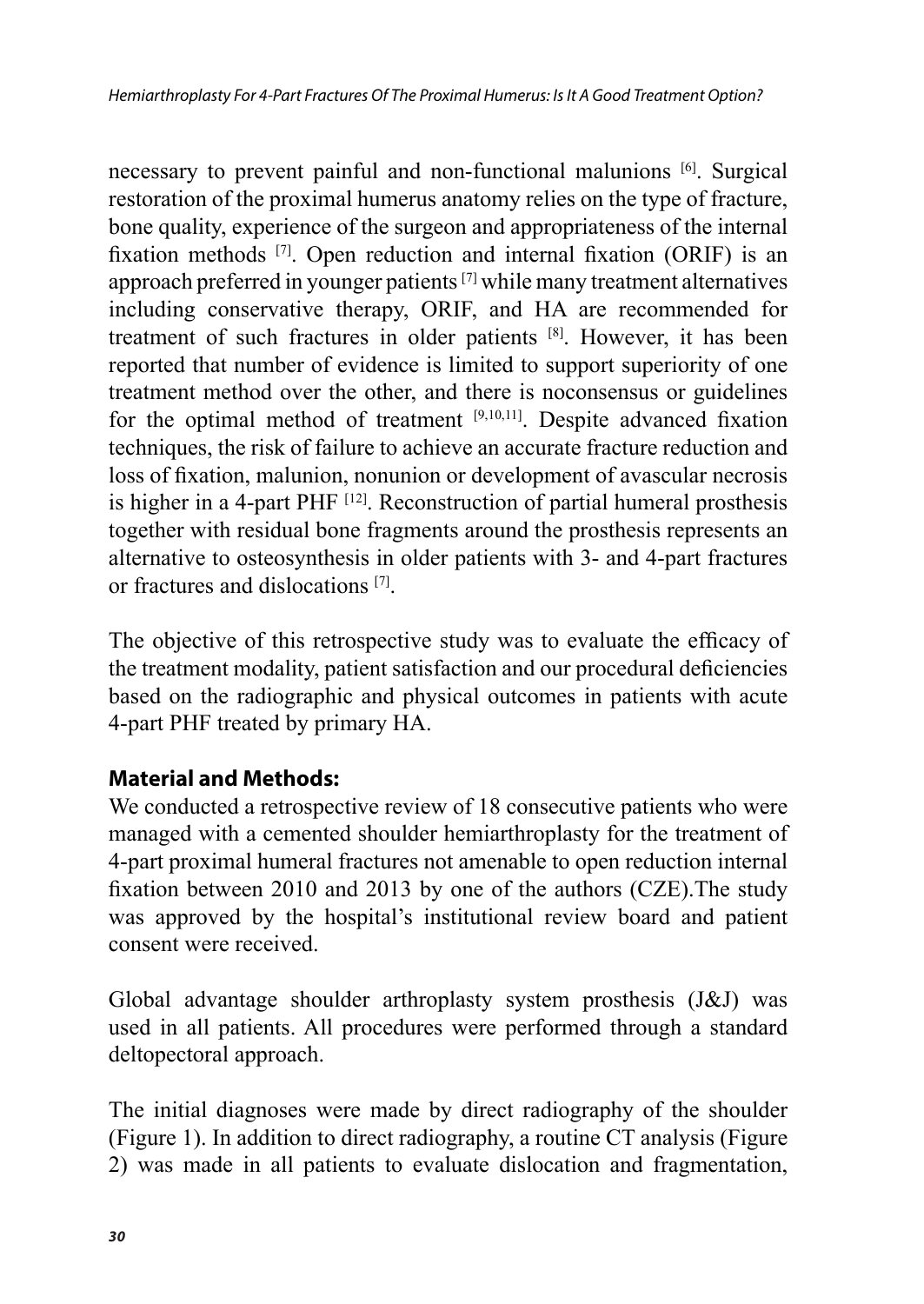necessary to prevent painful and non-functional malunions [6]. Surgical restoration of the proximal humerus anatomy relies on the type of fracture, bone quality, experience of the surgeon and appropriateness of the internal fixation methods [7]. Open reduction and internal fixation (ORIF) is an approach preferred in younger patients [7] while many treatment alternatives including conservative therapy, ORIF, and HA are recommended for treatment of such fractures in older patients [8]. However, it has been reported that number of evidence is limited to support superiority of one treatment method over the other, and there is noconsensus or guidelines for the optimal method of treatment [9,10,11]. Despite advanced fixation techniques, the risk of failure to achieve an accurate fracture reduction and loss of fixation, malunion, nonunion or development of avascular necrosis is higher in a 4-part PHF [12]. Reconstruction of partial humeral prosthesis together with residual bone fragments around the prosthesis represents an alternative to osteosynthesis in older patients with 3- and 4-part fractures or fractures and dislocations [7].

The objective of this retrospective study was to evaluate the efficacy of the treatment modality, patient satisfaction and our procedural deficiencies based on the radiographic and physical outcomes in patients with acute 4-part PHF treated by primary HA.

## Material and Methods:

We conducted a retrospective review of 18 consecutive patients who were managed with a cemented shoulder hemiarthroplasty for the treatment of 4-part proximal humeral fractures not amenable to open reduction internal fixation between 2010 and 2013 by one of the authors (CZE).The study was approved by the hospital's institutional review board and patient consent were received.

Global advantage shoulder arthroplasty system prosthesis (J&J) was used in all patients. All procedures were performed through a standard deltopectoral approach.

The initial diagnoses were made by direct radiography of the shoulder (Figure 1). In addition to direct radiography, a routine CT analysis (Figure 2) was made in all patients to evaluate dislocation and fragmentation,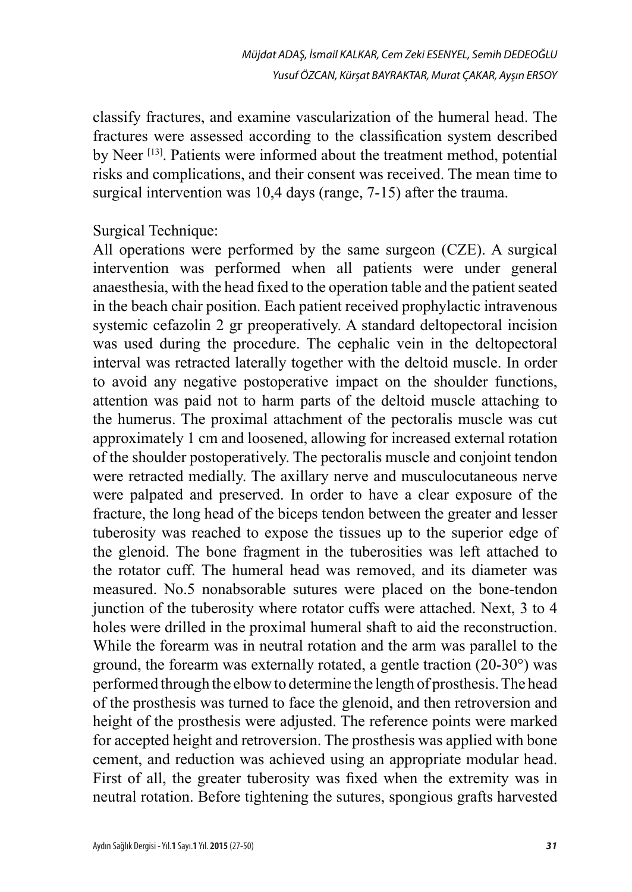classify fractures, and examine vascularization of the humeral head. The fractures were assessed according to the classification system described by Neer [13]. Patients were informed about the treatment method, potential risks and complications, and their consent was received. The mean time to surgical intervention was 10,4 days (range, 7-15) after the trauma.

Surgical Technique:

All operations were performed by the same surgeon (CZE). A surgical intervention was performed when all patients were under general anaesthesia, with the head fixed to the operation table and the patient seated in the beach chair position. Each patient received prophylactic intravenous systemic cefazolin 2 gr preoperatively. A standard deltopectoral incision was used during the procedure. The cephalic vein in the deltopectoral interval was retracted laterally together with the deltoid muscle. In order to avoid any negative postoperative impact on the shoulder functions, attention was paid not to harm parts of the deltoid muscle attaching to the humerus. The proximal attachment of the pectoralis muscle was cut approximately 1 cm and loosened, allowing for increased external rotation of the shoulder postoperatively. The pectoralis muscle and conjoint tendon were retracted medially. The axillary nerve and musculocutaneous nerve were palpated and preserved. In order to have a clear exposure of the fracture, the long head of the biceps tendon between the greater and lesser tuberosity was reached to expose the tissues up to the superior edge of the glenoid. The bone fragment in the tuberosities was left attached to the rotator cuff. The humeral head was removed, and its diameter was measured. No.5 nonabsorable sutures were placed on the bone-tendon junction of the tuberosity where rotator cuffs were attached. Next, 3 to 4 holes were drilled in the proximal humeral shaft to aid the reconstruction. While the forearm was in neutral rotation and the arm was parallel to the ground, the forearm was externally rotated, a gentle traction (20-30°) was performed through the elbow to determine the length of prosthesis. The head of the prosthesis was turned to face the glenoid, and then retroversion and height of the prosthesis were adjusted. The reference points were marked for accepted height and retroversion. The prosthesis was applied with bone cement, and reduction was achieved using an appropriate modular head. First of all, the greater tuberosity was fixed when the extremity was in neutral rotation. Before tightening the sutures, spongious grafts harvested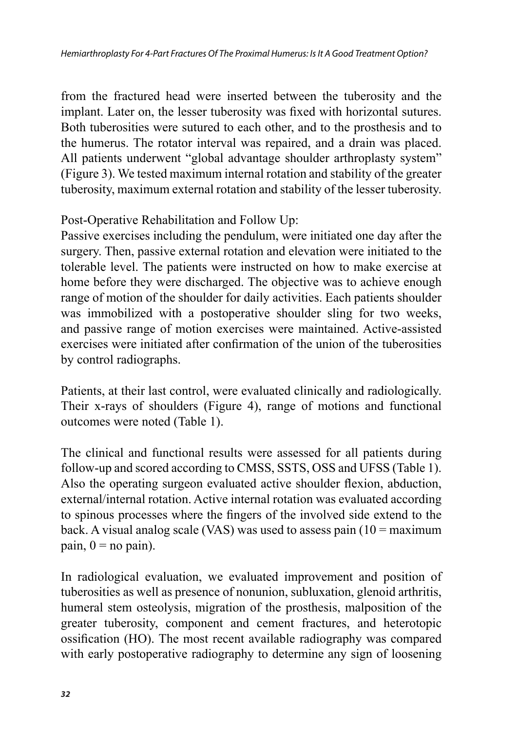from the fractured head were inserted between the tuberosity and the implant. Later on, the lesser tuberosity was fixed with horizontal sutures. Both tuberosities were sutured to each other, and to the prosthesis and to the humerus. The rotator interval was repaired, and a drain was placed. All patients underwent "global advantage shoulder arthroplasty system" (Figure 3). We tested maximum internal rotation and stability of the greater tuberosity, maximum external rotation and stability of the lesser tuberosity.

Post-Operative Rehabilitation and Follow Up:

Passive exercises including the pendulum, were initiated one day after the surgery. Then, passive external rotation and elevation were initiated to the tolerable level. The patients were instructed on how to make exercise at home before they were discharged. The objective was to achieve enough range of motion of the shoulder for daily activities. Each patients shoulder was immobilized with a postoperative shoulder sling for two weeks, and passive range of motion exercises were maintained. Active-assisted exercises were initiated after confirmation of the union of the tuberosities by control radiographs.

Patients, at their last control, were evaluated clinically and radiologically. Their x-rays of shoulders (Figure 4), range of motions and functional outcomes were noted (Table 1).

The clinical and functional results were assessed for all patients during follow-up and scored according to CMSS, SSTS, OSS and UFSS (Table 1). Also the operating surgeon evaluated active shoulder flexion, abduction, external/internal rotation. Active internal rotation was evaluated according to spinous processes where the fingers of the involved side extend to the back. A visual analog scale (VAS) was used to assess pain (10 = maximum pain, 0 = no pain).

In radiological evaluation, we evaluated improvement and position of tuberosities as well as presence of nonunion, subluxation, glenoid arthritis, humeral stem osteolysis, migration of the prosthesis, malposition of the greater tuberosity, component and cement fractures, and heterotopic ossification (HO). The most recent available radiography was compared with early postoperative radiography to determine any sign of loosening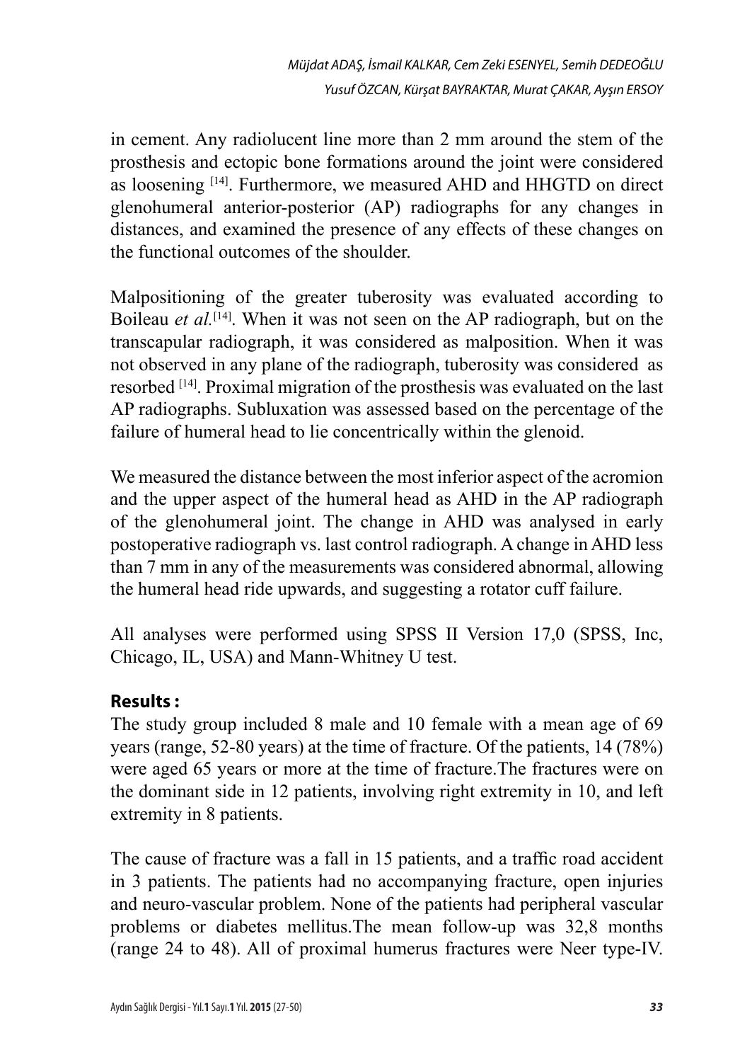in cement. Any radiolucent line more than 2 mm around the stem of the prosthesis and ectopic bone formations around the joint were considered as loosening [14]. Furthermore, we measured AHD and HHGTD on direct glenohumeral anterior-posterior (AP) radiographs for any changes in distances, and examined the presence of any effects of these changes on the functional outcomes of the shoulder.

Malpositioning of the greater tuberosity was evaluated according to Boileau *et al.*[14]. When it was not seen on the AP radiograph, but on the transcapular radiograph, it was considered as malposition. When it was not observed in any plane of the radiograph, tuberosity was considered as resorbed [14]. Proximal migration of the prosthesis was evaluated on the last AP radiographs. Subluxation was assessed based on the percentage of the failure of humeral head to lie concentrically within the glenoid.

We measured the distance between the most inferior aspect of the acromion and the upper aspect of the humeral head as AHD in the AP radiograph of the glenohumeral joint. The change in AHD was analysed in early postoperative radiograph vs. last control radiograph. A change in AHD less than 7 mm in any of the measurements was considered abnormal, allowing the humeral head ride upwards, and suggesting a rotator cuff failure.

All analyses were performed using SPSS II Version 17,0 (SPSS, Inc, Chicago, IL, USA) and Mann-Whitney U test.

## Results :

The study group included 8 male and 10 female with a mean age of 69 years (range, 52-80 years) at the time of fracture. Of the patients, 14 (78%) were aged 65 years or more at the time of fracture.The fractures were on the dominant side in 12 patients, involving right extremity in 10, and left extremity in 8 patients.

The cause of fracture was a fall in 15 patients, and a traffic road accident in 3 patients. The patients had no accompanying fracture, open injuries and neuro-vascular problem. None of the patients had peripheral vascular problems or diabetes mellitus.The mean follow-up was 32,8 months (range 24 to 48). All of proximal humerus fractures were Neer type-IV.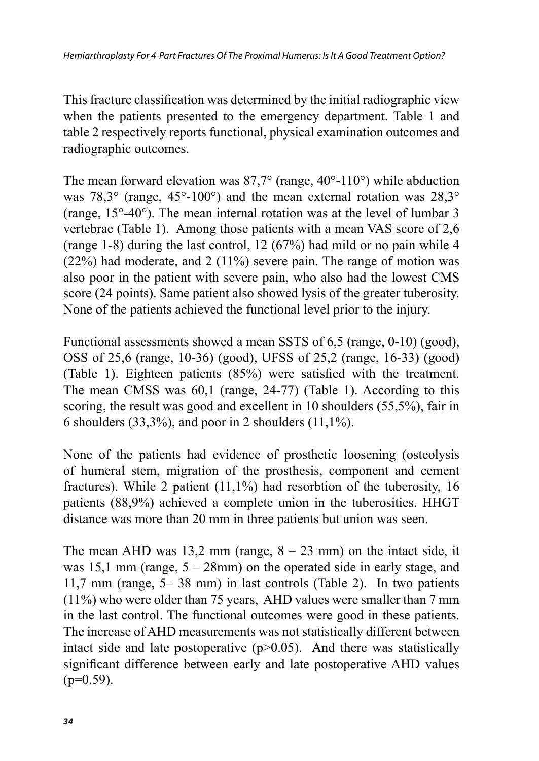This fracture classification was determined by the initial radiographic view when the patients presented to the emergency department. Table 1 and table 2 respectively reports functional, physical examination outcomes and radiographic outcomes.

The mean forward elevation was 87,7° (range, 40°-110°) while abduction was 78,3° (range, 45°-100°) and the mean external rotation was 28,3° (range, 15°-40°). The mean internal rotation was at the level of lumbar 3 vertebrae (Table 1). Among those patients with a mean VAS score of 2,6 (range 1-8) during the last control, 12 (67%) had mild or no pain while 4 (22%) had moderate, and 2 (11%) severe pain. The range of motion was also poor in the patient with severe pain, who also had the lowest CMS score (24 points). Same patient also showed lysis of the greater tuberosity. None of the patients achieved the functional level prior to the injury.

Functional assessments showed a mean SSTS of 6,5 (range, 0-10) (good), OSS of 25,6 (range, 10-36) (good), UFSS of 25,2 (range, 16-33) (good) (Table 1). Eighteen patients (85%) were satisfied with the treatment. The mean CMSS was 60,1 (range, 24-77) (Table 1). According to this scoring, the result was good and excellent in 10 shoulders (55,5%), fair in 6 shoulders (33,3%), and poor in 2 shoulders (11,1%).

None of the patients had evidence of prosthetic loosening (osteolysis of humeral stem, migration of the prosthesis, component and cement fractures). While 2 patient (11,1%) had resorbtion of the tuberosity, 16 patients (88,9%) achieved a complete union in the tuberosities. HHGT distance was more than 20 mm in three patients but union was seen.

The mean AHD was 13,2 mm (range, 8 – 23 mm) on the intact side, it was 15,1 mm (range, 5 – 28mm) on the operated side in early stage, and 11,7 mm (range, 5– 38 mm) in last controls (Table 2). In two patients (11%) who were older than 75 years, AHD values were smaller than 7 mm in the last control. The functional outcomes were good in these patients. The increase of AHD measurements was not statistically different between intact side and late postoperative ($p>0.05$). And there was statistically significant difference between early and late postoperative AHD values ($p=0.59$).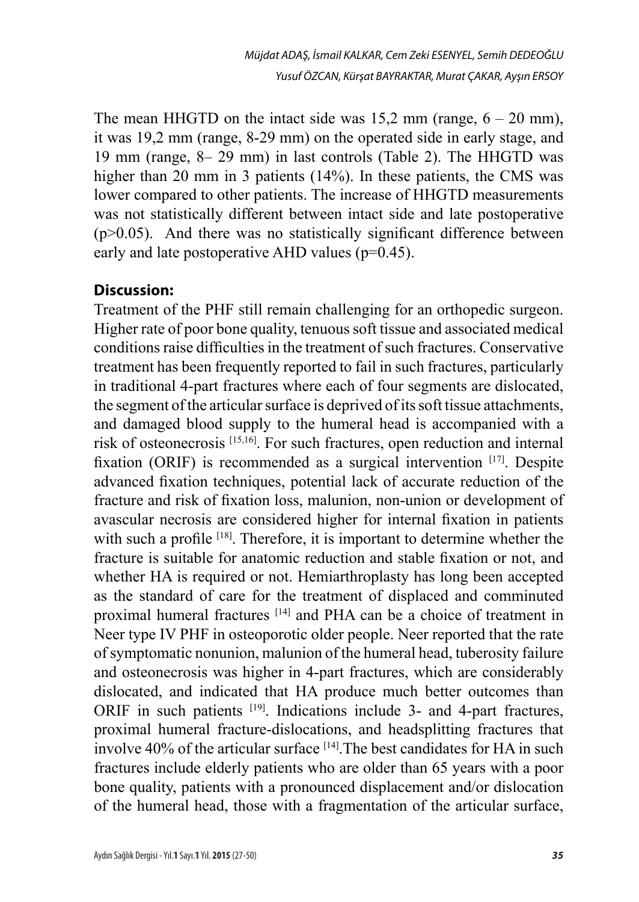The mean HHGTD on the intact side was 15,2 mm (range, 6 – 20 mm), it was 19,2 mm (range, 8-29 mm) on the operated side in early stage, and 19 mm (range, 8– 29 mm) in last controls (Table 2). The HHGTD was higher than 20 mm in 3 patients (14%). In these patients, the CMS was lower compared to other patients. The increase of HHGTD measurements was not statistically different between intact side and late postoperative ($p>0.05$). And there was no statistically significant difference between early and late postoperative AHD values ($p=0.45$).

## Discussion:

Treatment of the PHF still remain challenging for an orthopedic surgeon. Higher rate of poor bone quality, tenuous soft tissue and associated medical conditions raise difficulties in the treatment of such fractures. Conservative treatment has been frequently reported to fail in such fractures, particularly in traditional 4-part fractures where each of four segments are dislocated, the segment of the articular surface is deprived of its soft tissue attachments, and damaged blood supply to the humeral head is accompanied with a risk of osteonecrosis [15,16]. For such fractures, open reduction and internal fixation (ORIF) is recommended as a surgical intervention [17]. Despite advanced fixation techniques, potential lack of accurate reduction of the fracture and risk of fixation loss, malunion, non-union or development of avascular necrosis are considered higher for internal fixation in patients with such a profile [18]. Therefore, it is important to determine whether the fracture is suitable for anatomic reduction and stable fixation or not, and whether HA is required or not. Hemiarthroplasty has long been accepted as the standard of care for the treatment of displaced and comminuted proximal humeral fractures [14] and PHA can be a choice of treatment in Neer type IV PHF in osteoporotic older people. Neer reported that the rate of symptomatic nonunion, malunion of the humeral head, tuberosity failure and osteonecrosis was higher in 4-part fractures, which are considerably dislocated, and indicated that HA produce much better outcomes than ORIF in such patients [19]. Indications include 3- and 4-part fractures, proximal humeral fracture-dislocations, and headsplitting fractures that involve 40% of the articular surface [14].The best candidates for HA in such fractures include elderly patients who are older than 65 years with a poor bone quality, patients with a pronounced displacement and/or dislocation of the humeral head, those with a fragmentation of the articular surface,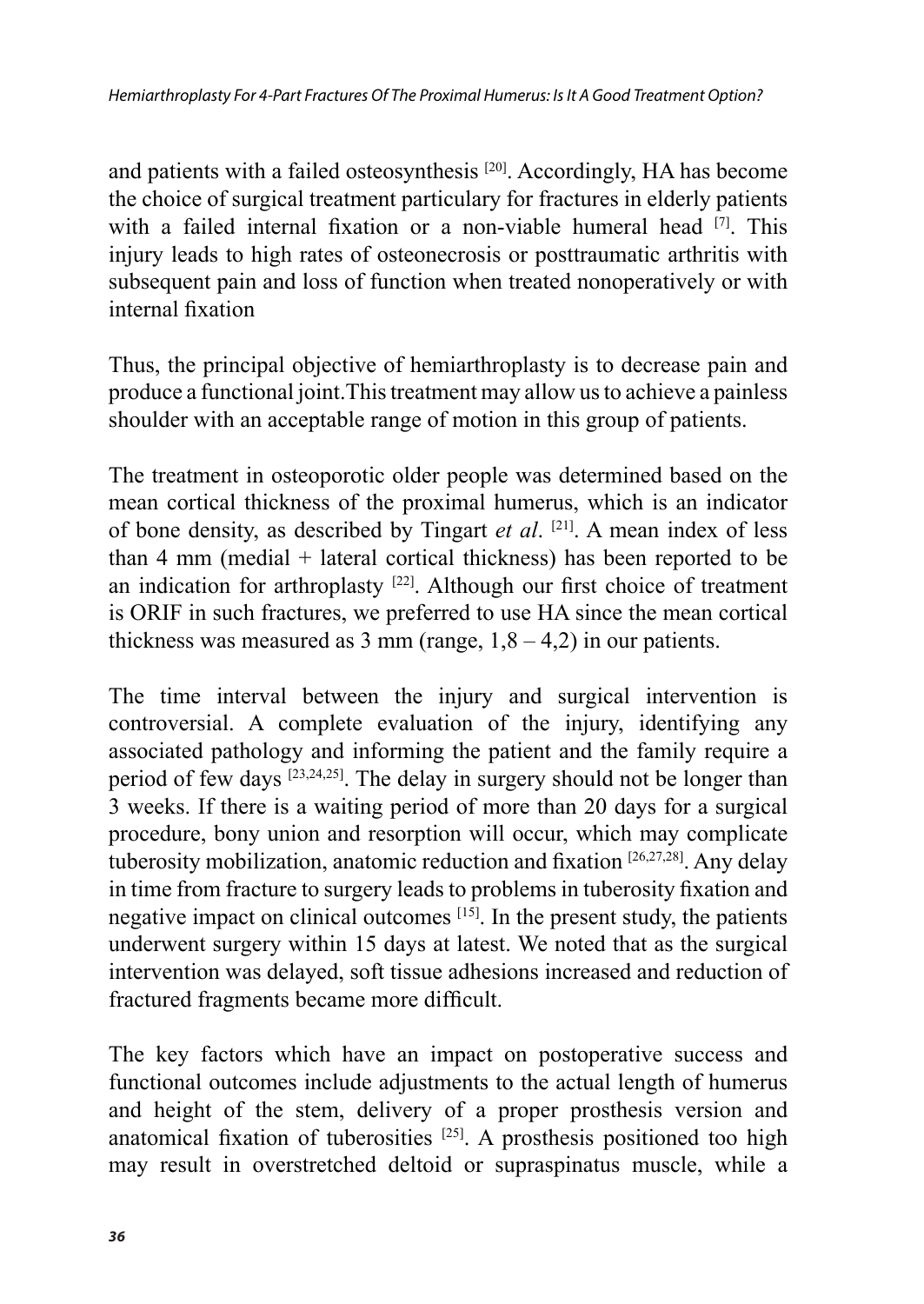and patients with a failed osteosynthesis [20]. Accordingly, HA has become the choice of surgical treatment particulary for fractures in elderly patients with a failed internal fixation or a non-viable humeral head [7]. This injury leads to high rates of osteonecrosis or posttraumatic arthritis with subsequent pain and loss of function when treated nonoperatively or with internal fixation

Thus, the principal objective of hemiarthroplasty is to decrease pain and produce a functional joint.This treatment may allow us to achieve a painless shoulder with an acceptable range of motion in this group of patients.

The treatment in osteoporotic older people was determined based on the mean cortical thickness of the proximal humerus, which is an indicator of bone density, as described by Tingart *et al*. [21]. A mean index of less than 4 mm (medial + lateral cortical thickness) has been reported to be an indication for arthroplasty [22]. Although our first choice of treatment is ORIF in such fractures, we preferred to use HA since the mean cortical thickness was measured as 3 mm (range, 1,8 – 4,2) in our patients.

The time interval between the injury and surgical intervention is controversial. A complete evaluation of the injury, identifying any associated pathology and informing the patient and the family require a period of few days [23,24,25]. The delay in surgery should not be longer than 3 weeks. If there is a waiting period of more than 20 days for a surgical procedure, bony union and resorption will occur, which may complicate tuberosity mobilization, anatomic reduction and fixation [26,27,28]. Any delay in time from fracture to surgery leads to problems in tuberosity fixation and negative impact on clinical outcomes [15]. In the present study, the patients underwent surgery within 15 days at latest. We noted that as the surgical intervention was delayed, soft tissue adhesions increased and reduction of fractured fragments became more difficult.

The key factors which have an impact on postoperative success and functional outcomes include adjustments to the actual length of humerus and height of the stem, delivery of a proper prosthesis version and anatomical fixation of tuberosities [25]. A prosthesis positioned too high may result in overstretched deltoid or supraspinatus muscle, while a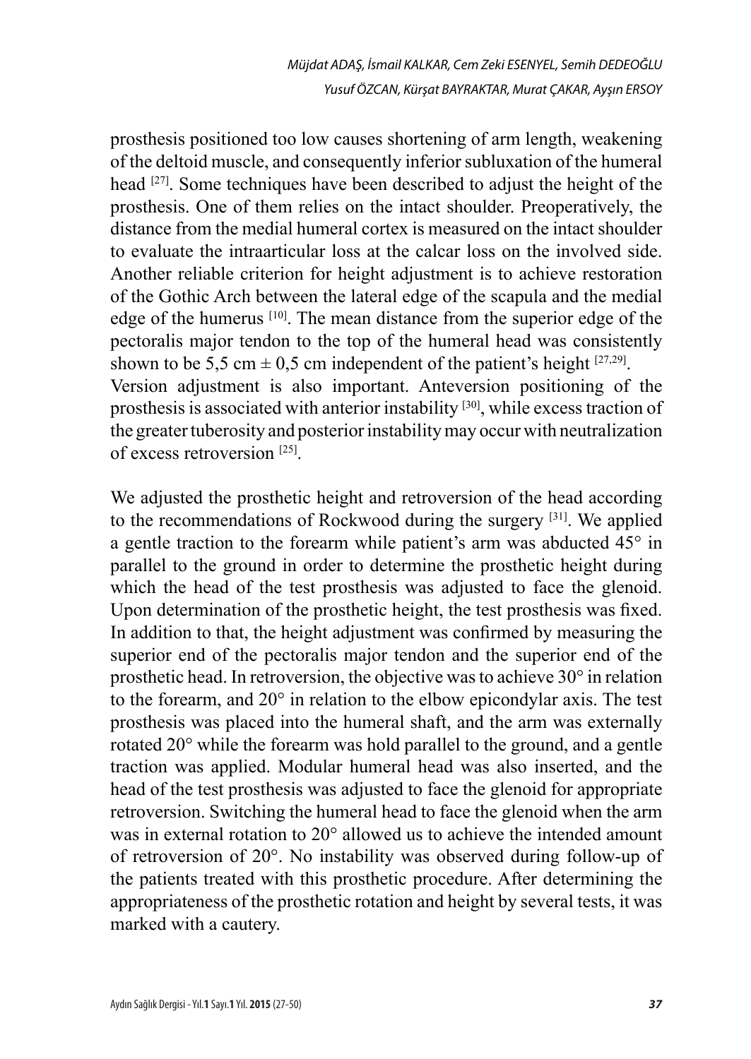prosthesis positioned too low causes shortening of arm length, weakening of the deltoid muscle, and consequently inferior subluxation of the humeral head [27]. Some techniques have been described to adjust the height of the prosthesis. One of them relies on the intact shoulder. Preoperatively, the distance from the medial humeral cortex is measured on the intact shoulder to evaluate the intraarticular loss at the calcar loss on the involved side. Another reliable criterion for height adjustment is to achieve restoration of the Gothic Arch between the lateral edge of the scapula and the medial edge of the humerus [10]. The mean distance from the superior edge of the pectoralis major tendon to the top of the humeral head was consistently shown to be 5,5 cm ± 0,5 cm independent of the patient's height [27,29]. Version adjustment is also important. Anteversion positioning of the prosthesis is associated with anterior instability [30], while excess traction of the greater tuberosity and posterior instability may occur with neutralization of excess retroversion [25].

We adjusted the prosthetic height and retroversion of the head according to the recommendations of Rockwood during the surgery [31]. We applied a gentle traction to the forearm while patient's arm was abducted 45° in parallel to the ground in order to determine the prosthetic height during which the head of the test prosthesis was adjusted to face the glenoid. Upon determination of the prosthetic height, the test prosthesis was fixed. In addition to that, the height adjustment was confirmed by measuring the superior end of the pectoralis major tendon and the superior end of the prosthetic head. In retroversion, the objective was to achieve 30° in relation to the forearm, and 20° in relation to the elbow epicondylar axis. The test prosthesis was placed into the humeral shaft, and the arm was externally rotated 20° while the forearm was hold parallel to the ground, and a gentle traction was applied. Modular humeral head was also inserted, and the head of the test prosthesis was adjusted to face the glenoid for appropriate retroversion. Switching the humeral head to face the glenoid when the arm was in external rotation to 20° allowed us to achieve the intended amount of retroversion of 20°. No instability was observed during follow-up of the patients treated with this prosthetic procedure. After determining the appropriateness of the prosthetic rotation and height by several tests, it was marked with a cautery.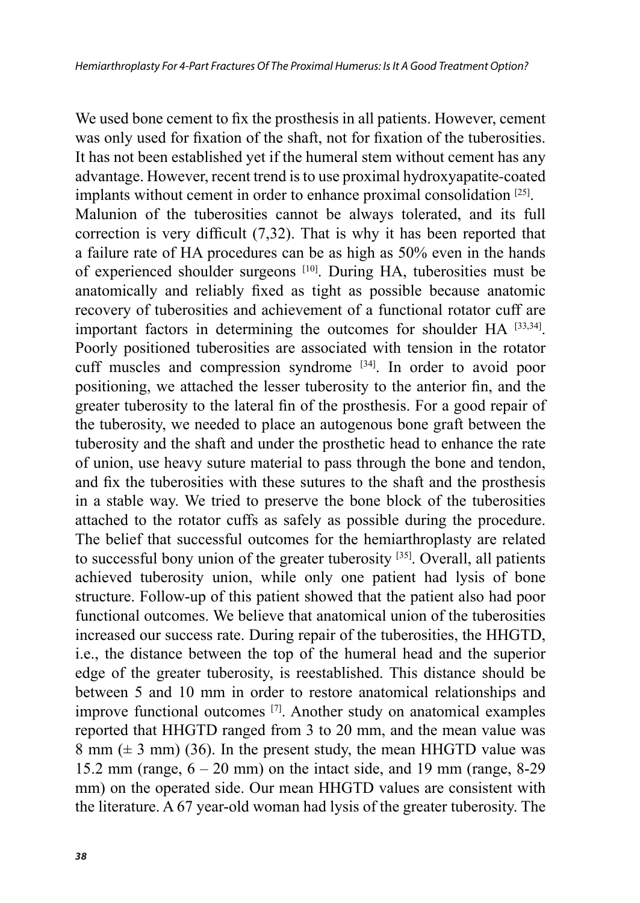We used bone cement to fix the prosthesis in all patients. However, cement was only used for fixation of the shaft, not for fixation of the tuberosities. It has not been established yet if the humeral stem without cement has any advantage. However, recent trend is to use proximal hydroxyapatite-coated implants without cement in order to enhance proximal consolidation [25].

Malunion of the tuberosities cannot be always tolerated, and its full correction is very difficult (7,32). That is why it has been reported that a failure rate of HA procedures can be as high as 50% even in the hands of experienced shoulder surgeons [10]. During HA, tuberosities must be anatomically and reliably fixed as tight as possible because anatomic recovery of tuberosities and achievement of a functional rotator cuff are important factors in determining the outcomes for shoulder HA [33,34]. Poorly positioned tuberosities are associated with tension in the rotator cuff muscles and compression syndrome [34]. In order to avoid poor positioning, we attached the lesser tuberosity to the anterior fin, and the greater tuberosity to the lateral fin of the prosthesis. For a good repair of the tuberosity, we needed to place an autogenous bone graft between the tuberosity and the shaft and under the prosthetic head to enhance the rate of union, use heavy suture material to pass through the bone and tendon, and fix the tuberosities with these sutures to the shaft and the prosthesis in a stable way. We tried to preserve the bone block of the tuberosities attached to the rotator cuffs as safely as possible during the procedure. The belief that successful outcomes for the hemiarthroplasty are related to successful bony union of the greater tuberosity [35]. Overall, all patients achieved tuberosity union, while only one patient had lysis of bone structure. Follow-up of this patient showed that the patient also had poor functional outcomes. We believe that anatomical union of the tuberosities increased our success rate. During repair of the tuberosities, the HHGTD, i.e., the distance between the top of the humeral head and the superior edge of the greater tuberosity, is reestablished. This distance should be between 5 and 10 mm in order to restore anatomical relationships and improve functional outcomes [7]. Another study on anatomical examples reported that HHGTD ranged from 3 to 20 mm, and the mean value was 8 mm (± 3 mm) (36). In the present study, the mean HHGTD value was 15.2 mm (range, 6 – 20 mm) on the intact side, and 19 mm (range, 8-29 mm) on the operated side. Our mean HHGTD values are consistent with the literature. A 67 year-old woman had lysis of the greater tuberosity. The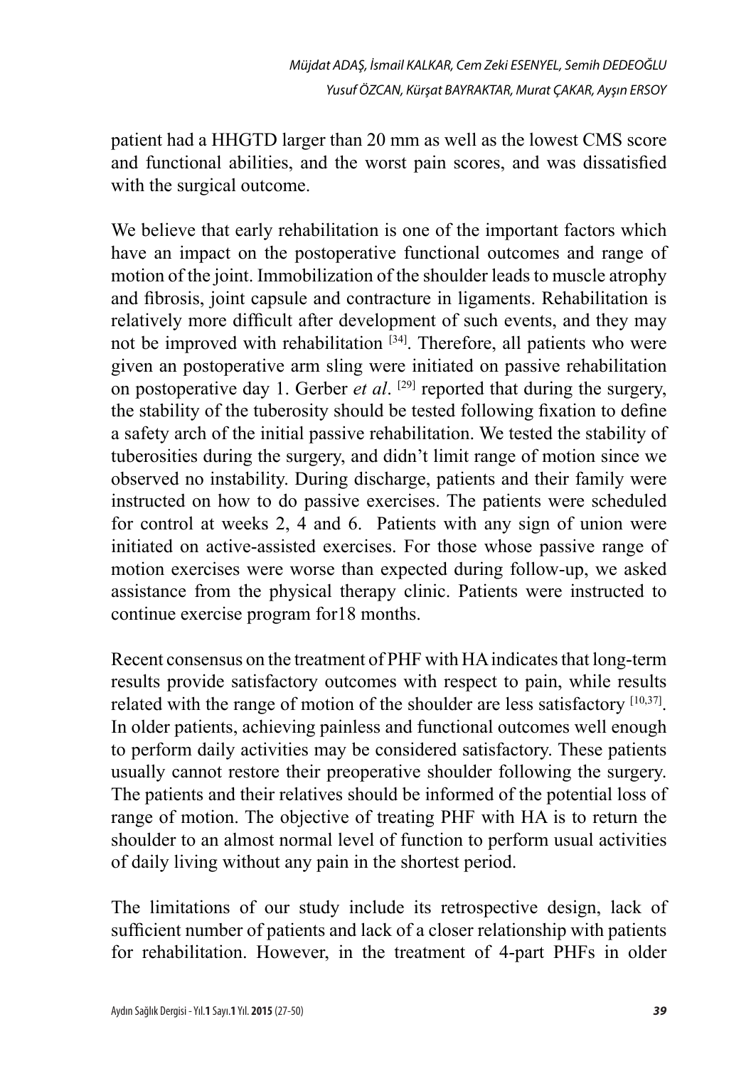patient had a HHGTD larger than 20 mm as well as the lowest CMS score and functional abilities, and the worst pain scores, and was dissatisfied with the surgical outcome.

We believe that early rehabilitation is one of the important factors which have an impact on the postoperative functional outcomes and range of motion of the joint. Immobilization of the shoulder leads to muscle atrophy and fibrosis, joint capsule and contracture in ligaments. Rehabilitation is relatively more difficult after development of such events, and they may not be improved with rehabilitation [34]. Therefore, all patients who were given an postoperative arm sling were initiated on passive rehabilitation on postoperative day 1. Gerber *et al*. [29] reported that during the surgery, the stability of the tuberosity should be tested following fixation to define a safety arch of the initial passive rehabilitation. We tested the stability of tuberosities during the surgery, and didn't limit range of motion since we observed no instability. During discharge, patients and their family were instructed on how to do passive exercises. The patients were scheduled for control at weeks 2, 4 and 6. Patients with any sign of union were initiated on active-assisted exercises. For those whose passive range of motion exercises were worse than expected during follow-up, we asked assistance from the physical therapy clinic. Patients were instructed to continue exercise program for18 months.

Recent consensus on the treatment of PHF with HA indicates that long-term results provide satisfactory outcomes with respect to pain, while results related with the range of motion of the shoulder are less satisfactory [10,37]. In older patients, achieving painless and functional outcomes well enough to perform daily activities may be considered satisfactory. These patients usually cannot restore their preoperative shoulder following the surgery. The patients and their relatives should be informed of the potential loss of range of motion. The objective of treating PHF with HA is to return the shoulder to an almost normal level of function to perform usual activities of daily living without any pain in the shortest period.

The limitations of our study include its retrospective design, lack of sufficient number of patients and lack of a closer relationship with patients for rehabilitation. However, in the treatment of 4-part PHFs in older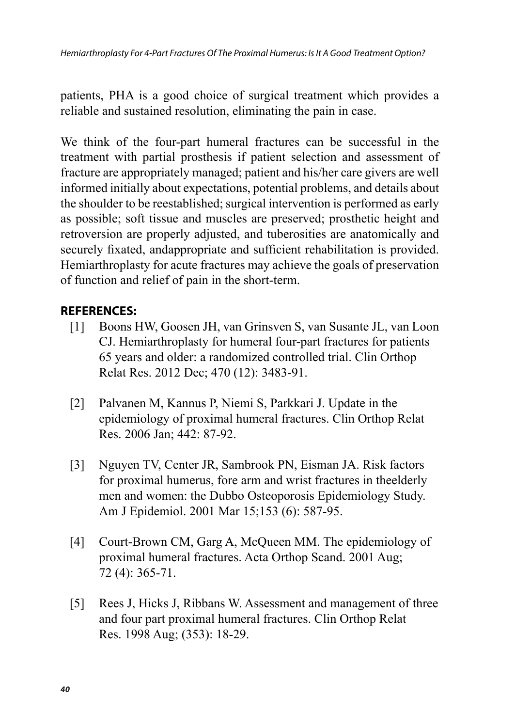patients, PHA is a good choice of surgical treatment which provides a reliable and sustained resolution, eliminating the pain in case.

We think of the four-part humeral fractures can be successful in the treatment with partial prosthesis if patient selection and assessment of fracture are appropriately managed; patient and his/her care givers are well informed initially about expectations, potential problems, and details about the shoulder to be reestablished; surgical intervention is performed as early as possible; soft tissue and muscles are preserved; prosthetic height and retroversion are properly adjusted, and tuberosities are anatomically and securely fixated, andappropriate and sufficient rehabilitation is provided. Hemiarthroplasty for acute fractures may achieve the goals of preservation of function and relief of pain in the short-term.

## REFERENCES:

[1] Boons HW, Goosen JH, van Grinsven S, van Susante JL, van Loon CJ. Hemiarthroplasty for humeral four-part fractures for patients 65 years and older: a randomized controlled trial. Clin Orthop Relat Res. 2012 Dec; 470 (12): 3483-91.

[2] Palvanen M, Kannus P, Niemi S, Parkkari J. Update in the epidemiology of proximal humeral fractures. Clin Orthop Relat Res. 2006 Jan; 442: 87-92.

[3] Nguyen TV, Center JR, Sambrook PN, Eisman JA. Risk factors for proximal humerus, fore arm and wrist fractures in theelderly men and women: the Dubbo Osteoporosis Epidemiology Study. Am J Epidemiol. 2001 Mar 15;153 (6): 587-95.

[4] Court-Brown CM, Garg A, McQueen MM. The epidemiology of proximal humeral fractures. Acta Orthop Scand. 2001 Aug; 72 (4): 365-71.

[5] Rees J, Hicks J, Ribbans W. Assessment and management of three and four part proximal humeral fractures. Clin Orthop Relat Res. 1998 Aug; (353): 18-29.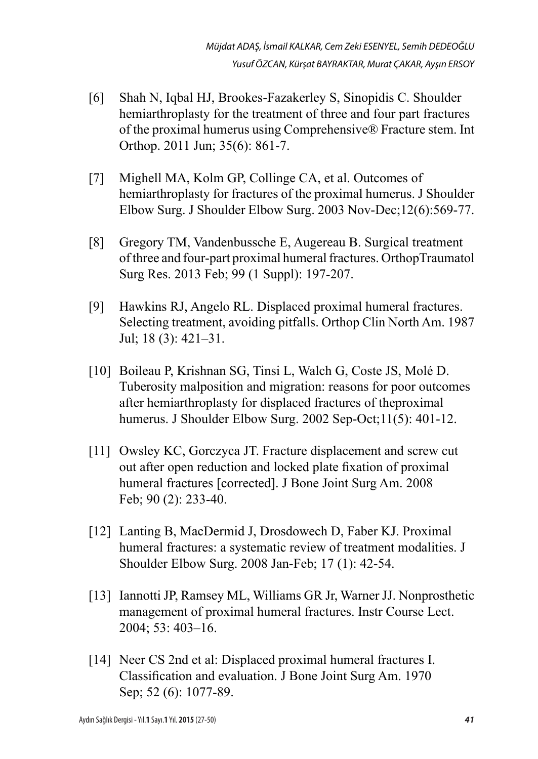[6] Shah N, Iqbal HJ, Brookes-Fazakerley S, Sinopidis C. Shoulder hemiarthroplasty for the treatment of three and four part fractures of the proximal humerus using Comprehensive® Fracture stem. Int Orthop. 2011 Jun; 35(6): 861-7.

[7] Mighell MA, Kolm GP, Collinge CA, et al. Outcomes of hemiarthroplasty for fractures of the proximal humerus. J Shoulder Elbow Surg. J Shoulder Elbow Surg. 2003 Nov-Dec;12(6):569-77.

[8] Gregory TM, Vandenbussche E, Augereau B. Surgical treatment of three and four-part proximal humeral fractures. OrthopTraumatol Surg Res. 2013 Feb; 99 (1 Suppl): 197-207.

[9] Hawkins RJ, Angelo RL. Displaced proximal humeral fractures. Selecting treatment, avoiding pitfalls. Orthop Clin North Am. 1987 Jul; 18 (3): 421–31.

[10] Boileau P, Krishnan SG, Tinsi L, Walch G, Coste JS, Molé D. Tuberosity malposition and migration: reasons for poor outcomes after hemiarthroplasty for displaced fractures of theproximal humerus. J Shoulder Elbow Surg. 2002 Sep-Oct;11(5): 401-12.

[11] Owsley KC, Gorczyca JT. Fracture displacement and screw cut out after open reduction and locked plate fixation of proximal humeral fractures [corrected]. J Bone Joint Surg Am. 2008 Feb; 90 (2): 233-40.

[12] Lanting B, MacDermid J, Drosdowech D, Faber KJ. Proximal humeral fractures: a systematic review of treatment modalities. J Shoulder Elbow Surg. 2008 Jan-Feb; 17 (1): 42-54.

[13] Iannotti JP, Ramsey ML, Williams GR Jr, Warner JJ. Nonprosthetic management of proximal humeral fractures. Instr Course Lect. 2004; 53: 403–16.

[14] Neer CS 2nd et al: Displaced proximal humeral fractures I. Classification and evaluation. J Bone Joint Surg Am. 1970 Sep; 52 (6): 1077-89.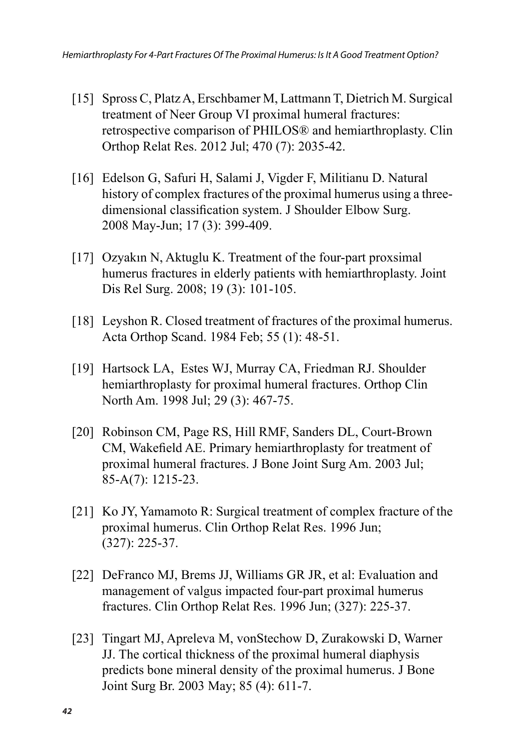[15] Spross C, Platz A, Erschbamer M, Lattmann T, Dietrich M. Surgical treatment of Neer Group VI proximal humeral fractures: retrospective comparison of PHILOS® and hemiarthroplasty. Clin Orthop Relat Res. 2012 Jul; 470 (7): 2035-42.

[16] Edelson G, Safuri H, Salami J, Vigder F, Militianu D. Natural history of complex fractures of the proximal humerus using a three-dimensional classification system. J Shoulder Elbow Surg. 2008 May-Jun; 17 (3): 399-409.

[17] Ozyakın N, Aktuglu K. Treatment of the four-part proxsimal humerus fractures in elderly patients with hemiarthroplasty. Joint Dis Rel Surg. 2008; 19 (3): 101-105.

[18] Leyshon R. Closed treatment of fractures of the proximal humerus. Acta Orthop Scand. 1984 Feb; 55 (1): 48-51.

[19] Hartsock LA, Estes WJ, Murray CA, Friedman RJ. Shoulder hemiarthroplasty for proximal humeral fractures. Orthop Clin North Am. 1998 Jul; 29 (3): 467-75.

[20] Robinson CM, Page RS, Hill RMF, Sanders DL, Court-Brown CM, Wakefield AE. Primary hemiarthroplasty for treatment of proximal humeral fractures. J Bone Joint Surg Am. 2003 Jul; 85-A(7): 1215-23.

[21] Ko JY, Yamamoto R: Surgical treatment of complex fracture of the proximal humerus. Clin Orthop Relat Res. 1996 Jun; (327): 225-37.

[22] DeFranco MJ, Brems JJ, Williams GR JR, et al: Evaluation and management of valgus impacted four-part proximal humerus fractures. Clin Orthop Relat Res. 1996 Jun; (327): 225-37.

[23] Tingart MJ, Apreleva M, vonStechow D, Zurakowski D, Warner JJ. The cortical thickness of the proximal humeral diaphysis predicts bone mineral density of the proximal humerus. J Bone Joint Surg Br. 2003 May; 85 (4): 611-7.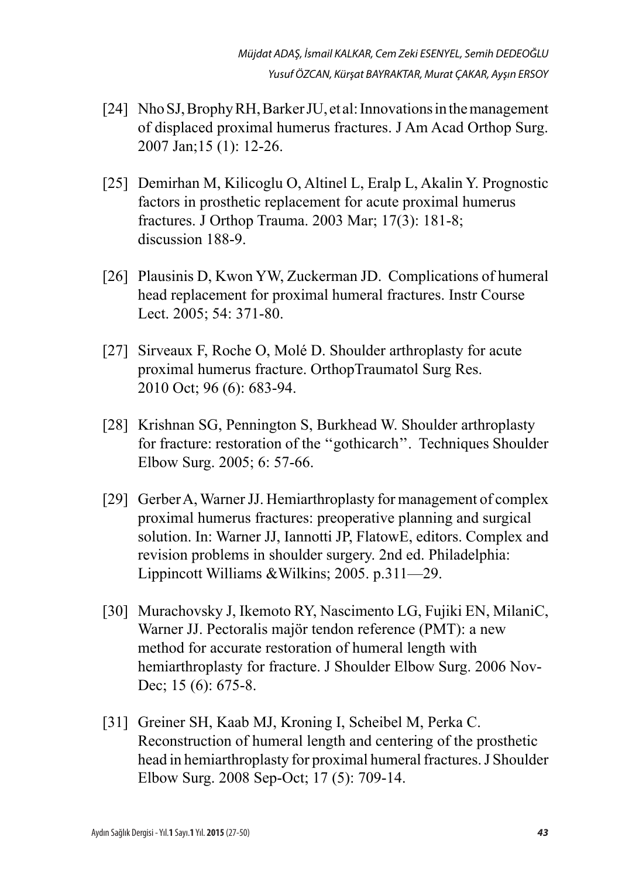[24] Nho SJ, Brophy RH, Barker JU, et al: Innovations in the management of displaced proximal humerus fractures. J Am Acad Orthop Surg. 2007 Jan;15 (1): 12-26.

[25] Demirhan M, Kilicoglu O, Altinel L, Eralp L, Akalin Y. Prognostic factors in prosthetic replacement for acute proximal humerus fractures. J Orthop Trauma. 2003 Mar; 17(3): 181-8; discussion 188-9.

[26] Plausinis D, Kwon YW, Zuckerman JD. Complications of humeral head replacement for proximal humeral fractures. Instr Course Lect. 2005; 54: 371-80.

[27] Sirveaux F, Roche O, Molé D. Shoulder arthroplasty for acute proximal humerus fracture. OrthopTraumatol Surg Res. 2010 Oct; 96 (6): 683-94.

[28] Krishnan SG, Pennington S, Burkhead W. Shoulder arthroplasty for fracture: restoration of the ‘‘gothicarch’’. Techniques Shoulder Elbow Surg. 2005; 6: 57-66.

[29] Gerber A, Warner JJ. Hemiarthroplasty for management of complex proximal humerus fractures: preoperative planning and surgical solution. In: Warner JJ, Iannotti JP, FlatowE, editors. Complex and revision problems in shoulder surgery. 2nd ed. Philadelphia: Lippincott Williams &Wilkins; 2005. p.311—29.

[30] Murachovsky J, Ikemoto RY, Nascimento LG, Fujiki EN, MilaniC, Warner JJ. Pectoralis majör tendon reference (PMT): a new method for accurate restoration of humeral length with hemiarthroplasty for fracture. J Shoulder Elbow Surg. 2006 Nov-Dec; 15 (6): 675-8.

[31] Greiner SH, Kaab MJ, Kroning I, Scheibel M, Perka C. Reconstruction of humeral length and centering of the prosthetic head in hemiarthroplasty for proximal humeral fractures. J Shoulder Elbow Surg. 2008 Sep-Oct; 17 (5): 709-14.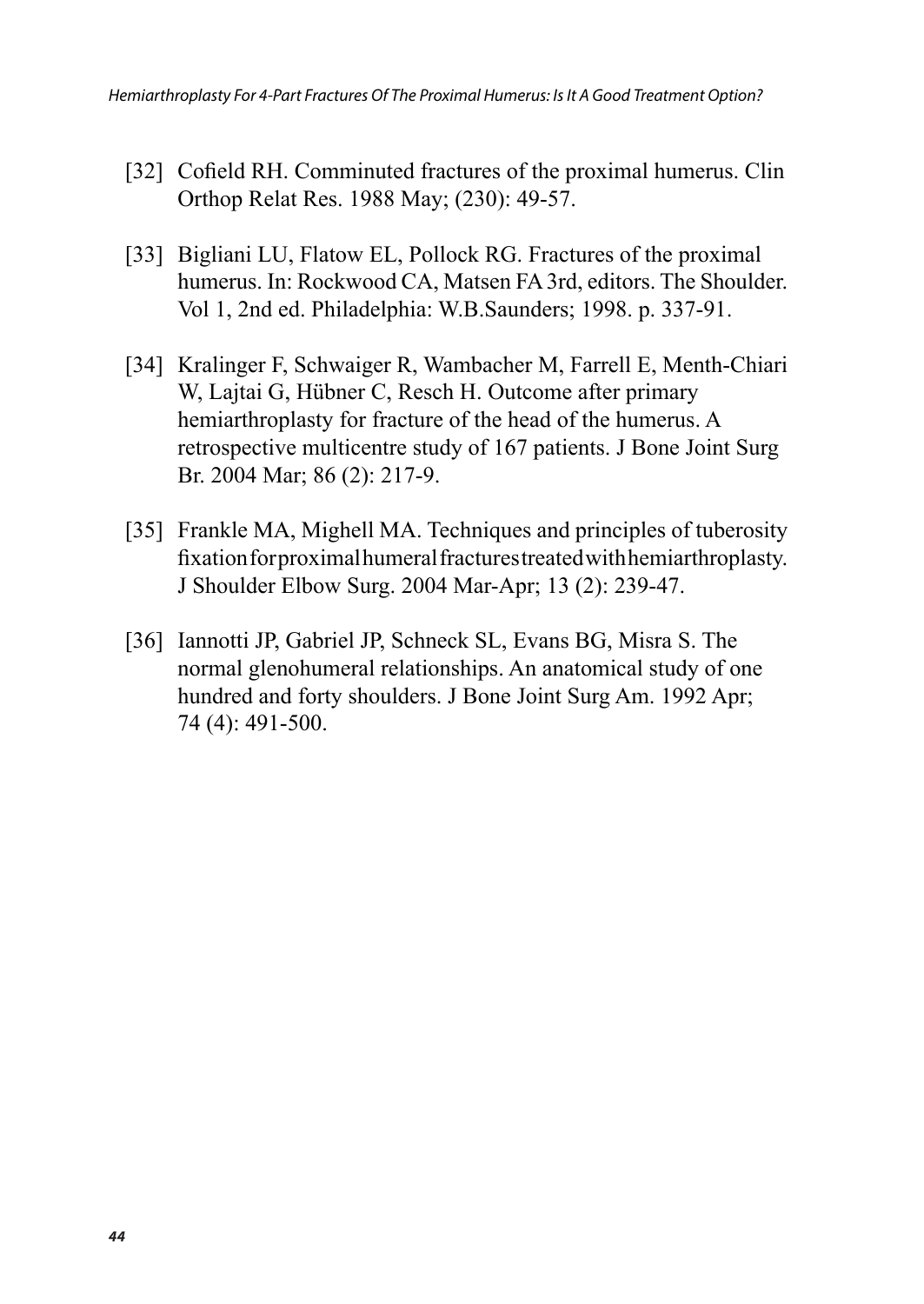[32] Cofield RH. Comminuted fractures of the proximal humerus. Clin Orthop Relat Res. 1988 May; (230): 49-57.

[33] Bigliani LU, Flatow EL, Pollock RG. Fractures of the proximal humerus. In: Rockwood CA, Matsen FA 3rd, editors. The Shoulder. Vol 1, 2nd ed. Philadelphia: W.B.Saunders; 1998. p. 337-91.

[34] Kralinger F, Schwaiger R, Wambacher M, Farrell E, Menth-Chiari W, Lajtai G, Hübner C, Resch H. Outcome after primary hemiarthroplasty for fracture of the head of the humerus. A retrospective multicentre study of 167 patients. J Bone Joint Surg Br. 2004 Mar; 86 (2): 217-9.

[35] Frankle MA, Mighell MA. Techniques and principles of tuberosity fixation for proximal humeral fractures treated with hemiarthroplasty. J Shoulder Elbow Surg. 2004 Mar-Apr; 13 (2): 239-47.

[36] Iannotti JP, Gabriel JP, Schneck SL, Evans BG, Misra S. The normal glenohumeral relationships. An anatomical study of one hundred and forty shoulders. J Bone Joint Surg Am. 1992 Apr; 74 (4): 491-500.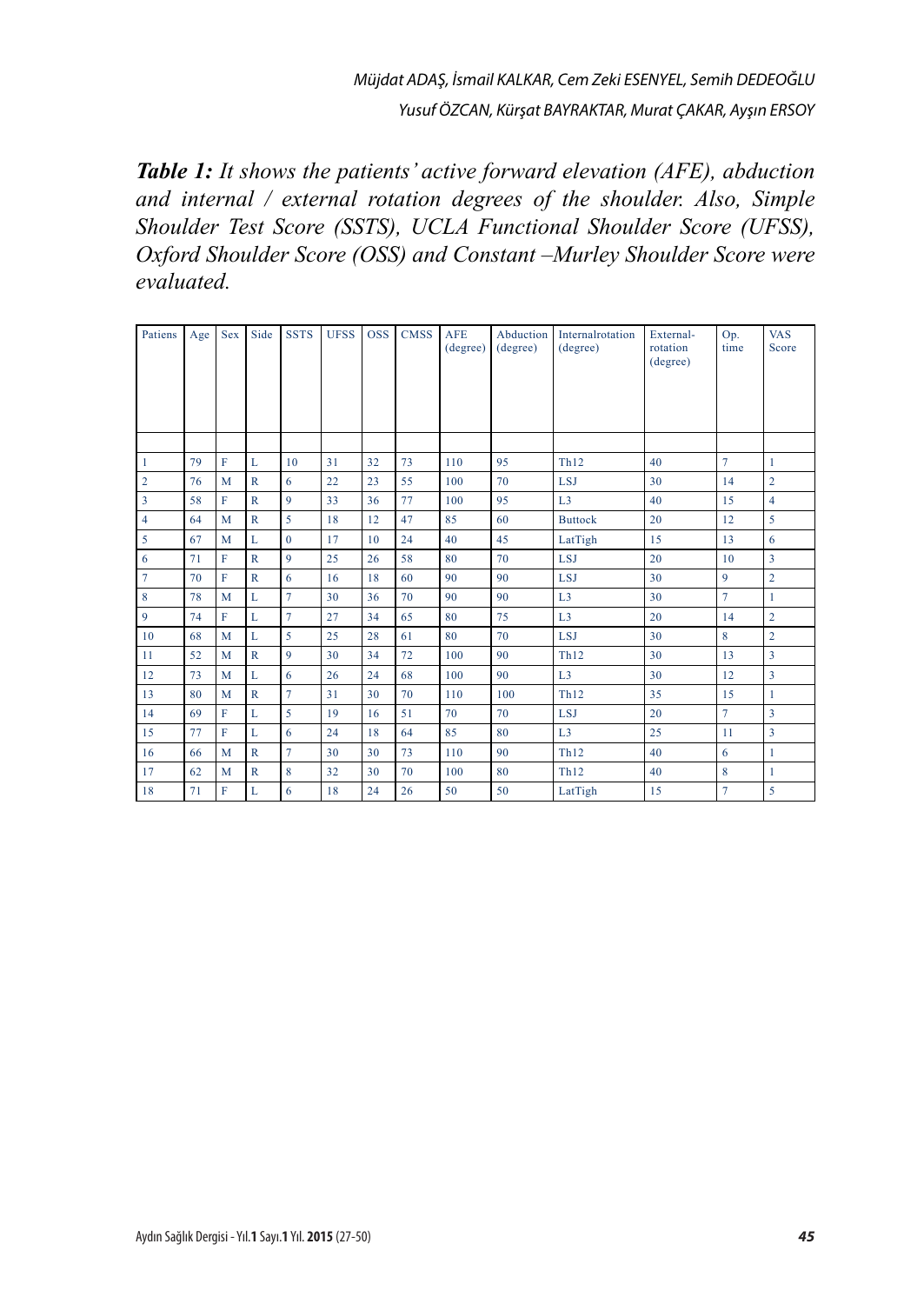***Table 1:** It shows the patients' active forward elevation (AFE), abduction and internal / external rotation degrees of the shoulder. Also, Simple Shoulder Test Score (SSTS), UCLA Functional Shoulder Score (UFSS), Oxford Shoulder Score (OSS) and Constant –Murley Shoulder Score were evaluated.*

| Patiens | Age | Sex | Side | SSTS | UFSS | OSS | CMSS | AFE (degree) | Abduction (degree) | Internalrotation (degree) | External-rotation (degree) | Op. time | VAS Score |
|---|---|---|---|---|---|---|---|---|---|---|---|---|---|
| 1 | 79 | F | L | 10 | 31 | 32 | 73 | 110 | 95 | Th12 | 40 | 7 | 1 |
| 2 | 76 | M | R | 6 | 22 | 23 | 55 | 100 | 70 | LSJ | 30 | 14 | 2 |
| 3 | 58 | F | R | 9 | 33 | 36 | 77 | 100 | 95 | L3 | 40 | 15 | 4 |
| 4 | 64 | M | R | 5 | 18 | 12 | 47 | 85 | 60 | Buttock | 20 | 12 | 5 |
| 5 | 67 | M | L | 0 | 17 | 10 | 24 | 40 | 45 | LatTigh | 15 | 13 | 6 |
| 6 | 71 | F | R | 9 | 25 | 26 | 58 | 80 | 70 | LSJ | 20 | 10 | 3 |
| 7 | 70 | F | R | 6 | 16 | 18 | 60 | 90 | 90 | LSJ | 30 | 9 | 2 |
| 8 | 78 | M | L | 7 | 30 | 36 | 70 | 90 | 90 | L3 | 30 | 7 | 1 |
| 9 | 74 | F | L | 7 | 27 | 34 | 65 | 80 | 75 | L3 | 20 | 14 | 2 |
| 10 | 68 | M | L | 5 | 25 | 28 | 61 | 80 | 70 | LSJ | 30 | 8 | 2 |
| 11 | 52 | M | R | 9 | 30 | 34 | 72 | 100 | 90 | Th12 | 30 | 13 | 3 |
| 12 | 73 | M | L | 6 | 26 | 24 | 68 | 100 | 90 | L3 | 30 | 12 | 3 |
| 13 | 80 | M | R | 7 | 31 | 30 | 70 | 110 | 100 | Th12 | 35 | 15 | 1 |
| 14 | 69 | F | L | 5 | 19 | 16 | 51 | 70 | 70 | LSJ | 20 | 7 | 3 |
| 15 | 77 | F | L | 6 | 24 | 18 | 64 | 85 | 80 | L3 | 25 | 11 | 3 |
| 16 | 66 | M | R | 7 | 30 | 30 | 73 | 110 | 90 | Th12 | 40 | 6 | 1 |
| 17 | 62 | M | R | 8 | 32 | 30 | 70 | 100 | 80 | Th12 | 40 | 8 | 1 |
| 18 | 71 | F | L | 6 | 18 | 24 | 26 | 50 | 50 | LatTigh | 15 | 7 | 5 |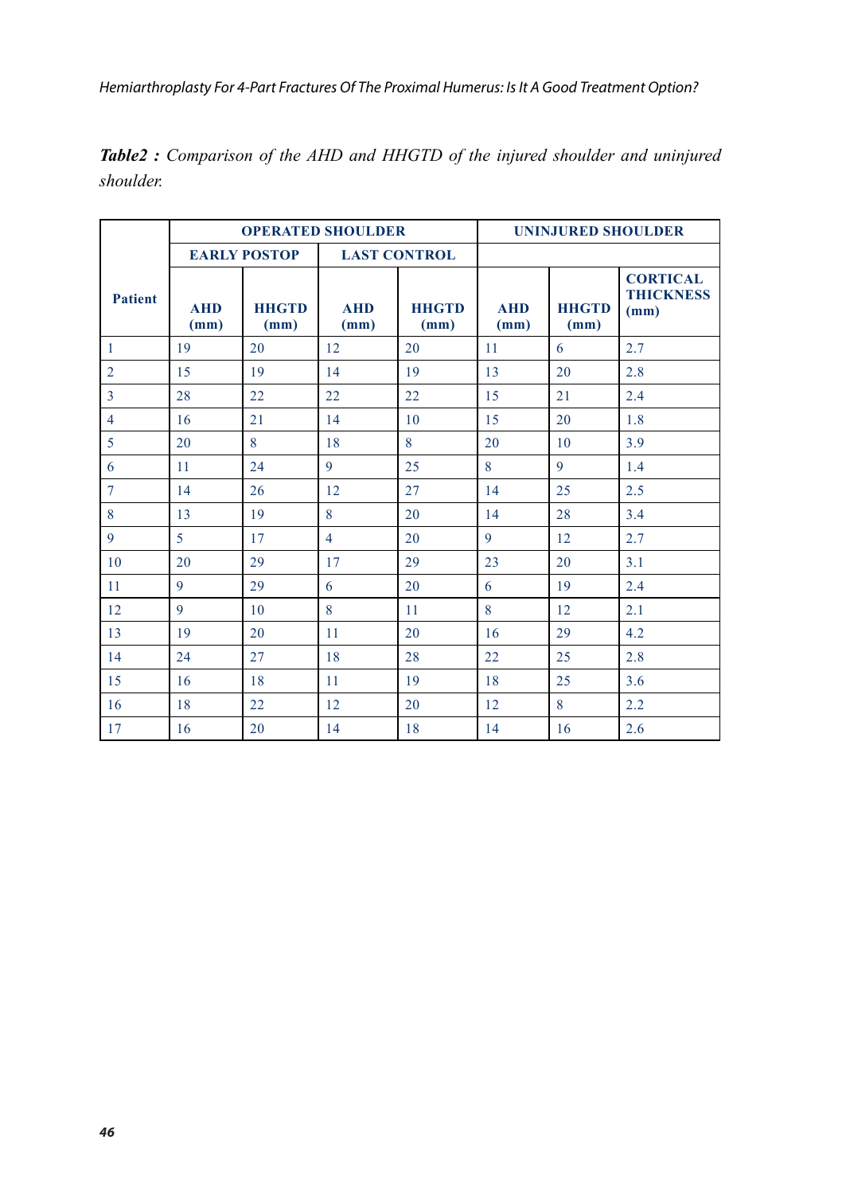***Table2 :*** *Comparison of the AHD and HHGTD of the injured shoulder and uninjured shoulder.*

| Patient | OPERATED SHOULDER | | | | UNINJURED SHOULDER | | |
|---|---|---|---|---|---|---|---|
| | EARLY POSTOP | | LAST CONTROL | | | | |
| | AHD (mm) | HHGTD (mm) | AHD (mm) | HHGTD (mm) | AHD (mm) | HHGTD (mm) | CORTICAL THICKNESS (mm) |
| 1 | 19 | 20 | 12 | 20 | 11 | 6 | 2.7 |
| 2 | 15 | 19 | 14 | 19 | 13 | 20 | 2.8 |
| 3 | 28 | 22 | 22 | 22 | 15 | 21 | 2.4 |
| 4 | 16 | 21 | 14 | 10 | 15 | 20 | 1.8 |
| 5 | 20 | 8 | 18 | 8 | 20 | 10 | 3.9 |
| 6 | 11 | 24 | 9 | 25 | 8 | 9 | 1.4 |
| 7 | 14 | 26 | 12 | 27 | 14 | 25 | 2.5 |
| 8 | 13 | 19 | 8 | 20 | 14 | 28 | 3.4 |
| 9 | 5 | 17 | 4 | 20 | 9 | 12 | 2.7 |
| 10 | 20 | 29 | 17 | 29 | 23 | 20 | 3.1 |
| 11 | 9 | 29 | 6 | 20 | 6 | 19 | 2.4 |
| 12 | 9 | 10 | 8 | 11 | 8 | 12 | 2.1 |
| 13 | 19 | 20 | 11 | 20 | 16 | 29 | 4.2 |
| 14 | 24 | 27 | 18 | 28 | 22 | 25 | 2.8 |
| 15 | 16 | 18 | 11 | 19 | 18 | 25 | 3.6 |
| 16 | 18 | 22 | 12 | 20 | 12 | 8 | 2.2 |
| 17 | 16 | 20 | 14 | 18 | 14 | 16 | 2.6 |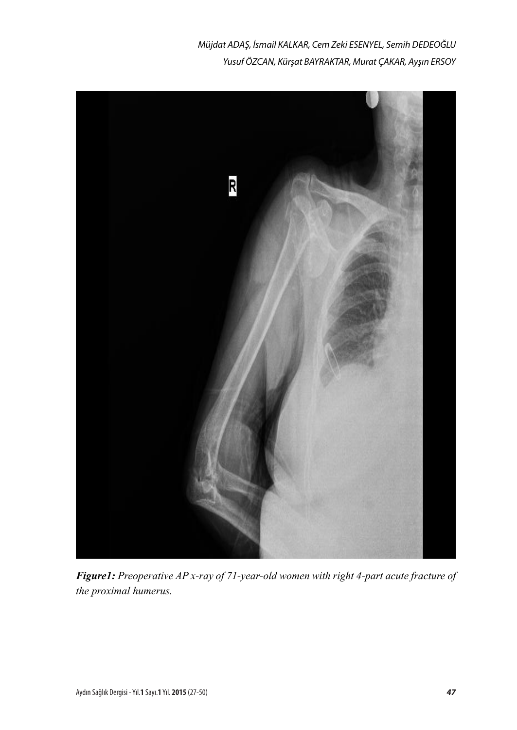*Figure1: Preoperative AP x-ray of 71-year-old women with right 4-part acute fracture of the proximal humerus.*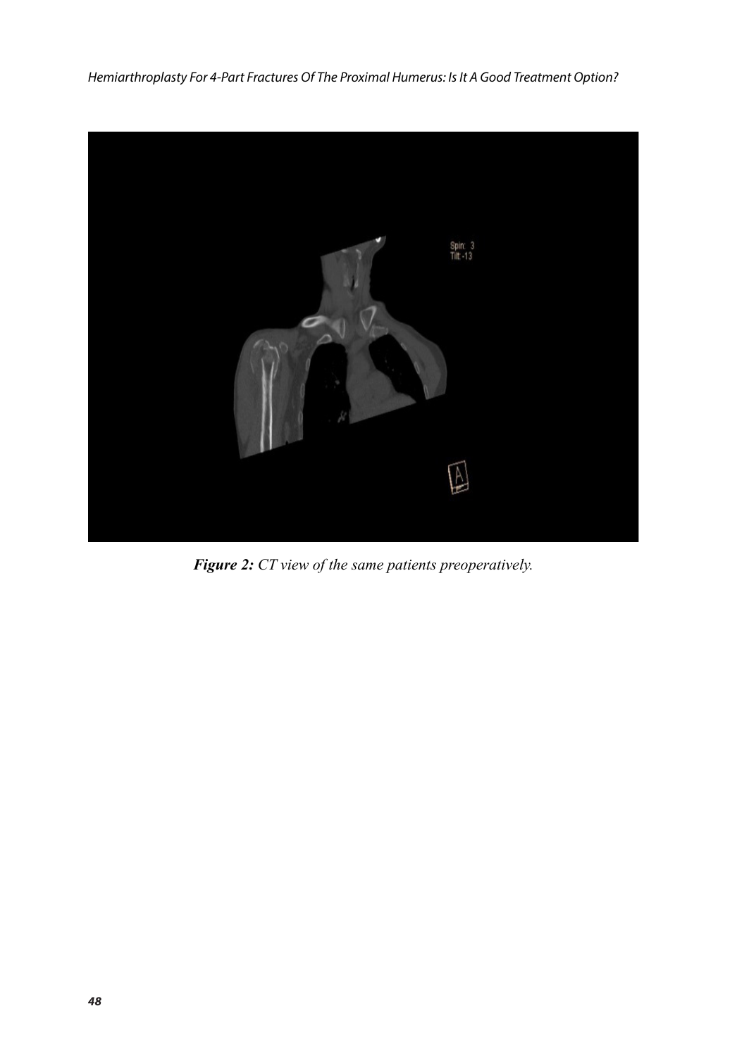***Figure 2:*** *CT view of the same patients preoperatively.*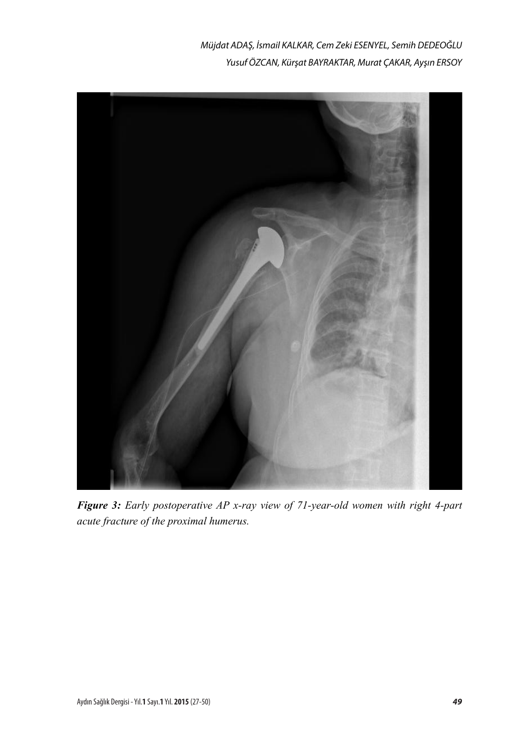***Figure 3:*** *Early postoperative AP x-ray view of 71-year-old women with right 4-part acute fracture of the proximal humerus.*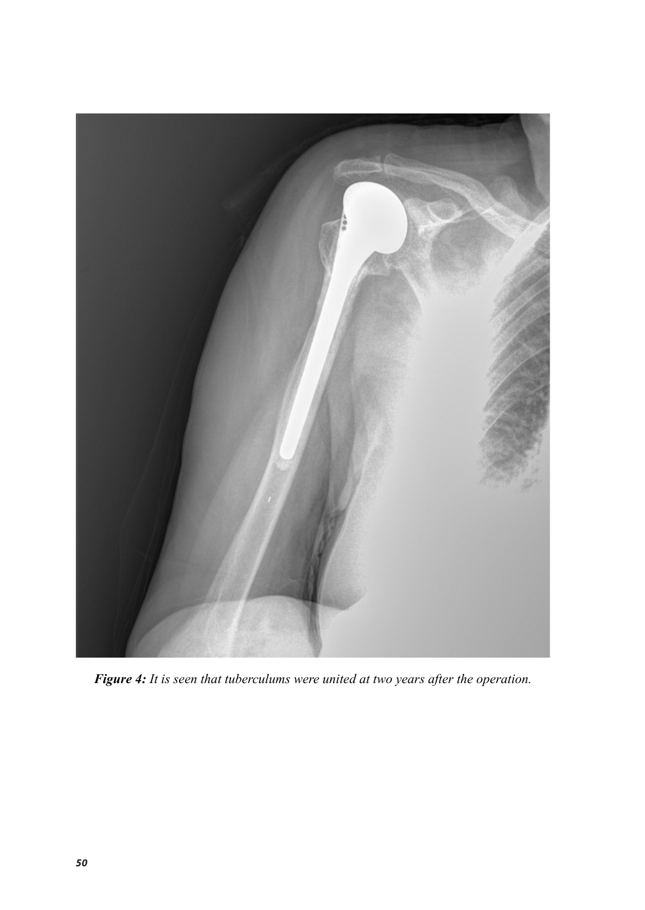***Figure 4:*** *It is seen that tuberculums were united at two years after the operation.*